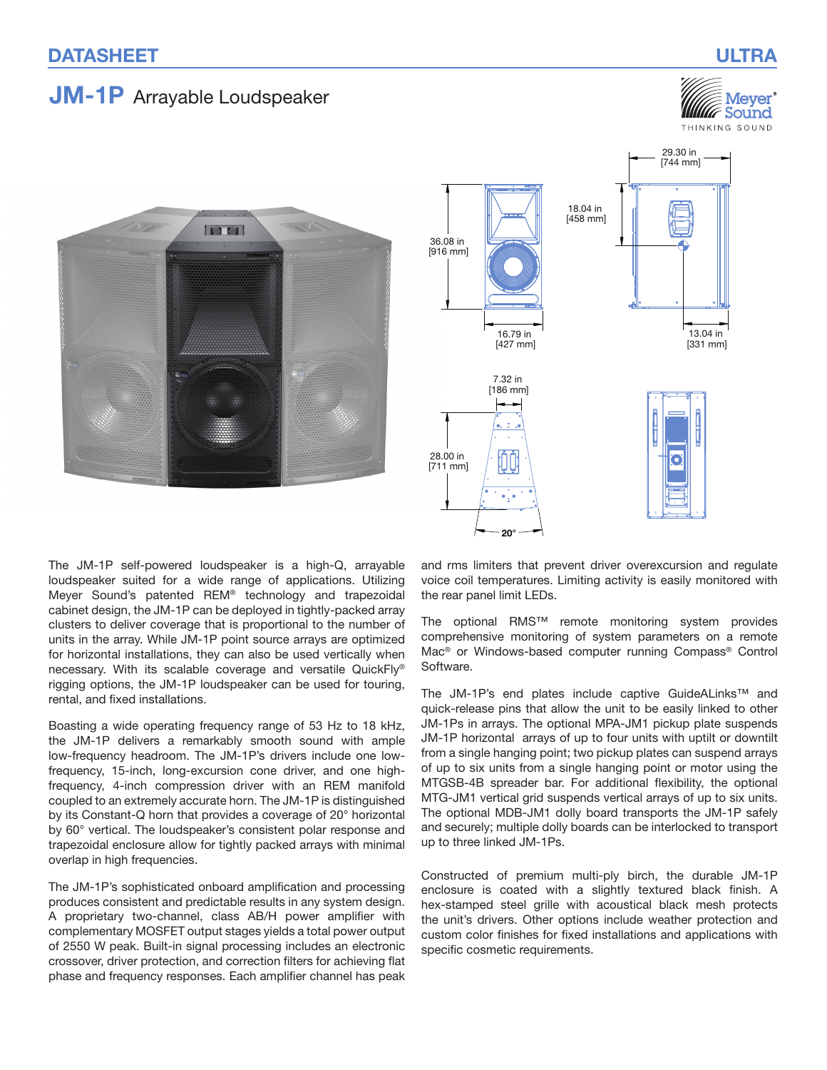DATASHEET

ULTRA

# JM-1P Arrayable Loudspeaker

The JM-1P self-powered loudspeaker is a high-Q, arrayable loudspeaker suited for a wide range of applications. Utilizing Meyer Sound's patented REM® technology and trapezoidal cabinet design, the JM-1P can be deployed in tightly-packed array clusters to deliver coverage that is proportional to the number of units in the array. While JM-1P point source arrays are optimized for horizontal installations, they can also be used vertically when necessary. With its scalable coverage and versatile QuickFly® rigging options, the JM-1P loudspeaker can be used for touring, rental, and fixed installations.

Boasting a wide operating frequency range of 53 Hz to 18 kHz, the JM-1P delivers a remarkably smooth sound with ample low-frequency headroom. The JM-1P's drivers include one low-frequency, 15-inch, long-excursion cone driver, and one high-frequency, 4-inch compression driver with an REM manifold coupled to an extremely accurate horn. The JM-1P is distinguished by its Constant-Q horn that provides a coverage of 20° horizontal by 60° vertical. The loudspeaker's consistent polar response and trapezoidal enclosure allow for tightly packed arrays with minimal overlap in high frequencies.

The JM-1P's sophisticated onboard amplification and processing produces consistent and predictable results in any system design. A proprietary two-channel, class AB/H power amplifier with complementary MOSFET output stages yields a total power output of 2550 W peak. Built-in signal processing includes an electronic crossover, driver protection, and correction filters for achieving flat phase and frequency responses. Each amplifier channel has peak and rms limiters that prevent driver overexcursion and regulate voice coil temperatures. Limiting activity is easily monitored with the rear panel limit LEDs.

The optional RMS™ remote monitoring system provides comprehensive monitoring of system parameters on a remote Mac® or Windows-based computer running Compass® Control Software.

The JM-1P's end plates include captive GuideALinks™ and quick-release pins that allow the unit to be easily linked to other JM-1Ps in arrays. The optional MPA-JM1 pickup plate suspends JM-1P horizontal arrays of up to four units with uptilt or downtilt from a single hanging point; two pickup plates can suspend arrays of up to six units from a single hanging point or motor using the MTGSB-4B spreader bar. For additional flexibility, the optional MTG-JM1 vertical grid suspends vertical arrays of up to six units. The optional MDB-JM1 dolly board transports the JM-1P safely and securely; multiple dolly boards can be interlocked to transport up to three linked JM-1Ps.

Constructed of premium multi-ply birch, the durable JM-1P enclosure is coated with a slightly textured black finish. A hex-stamped steel grille with acoustical black mesh protects the unit's drivers. Other options include weather protection and custom color finishes for fixed installations and applications with specific cosmetic requirements.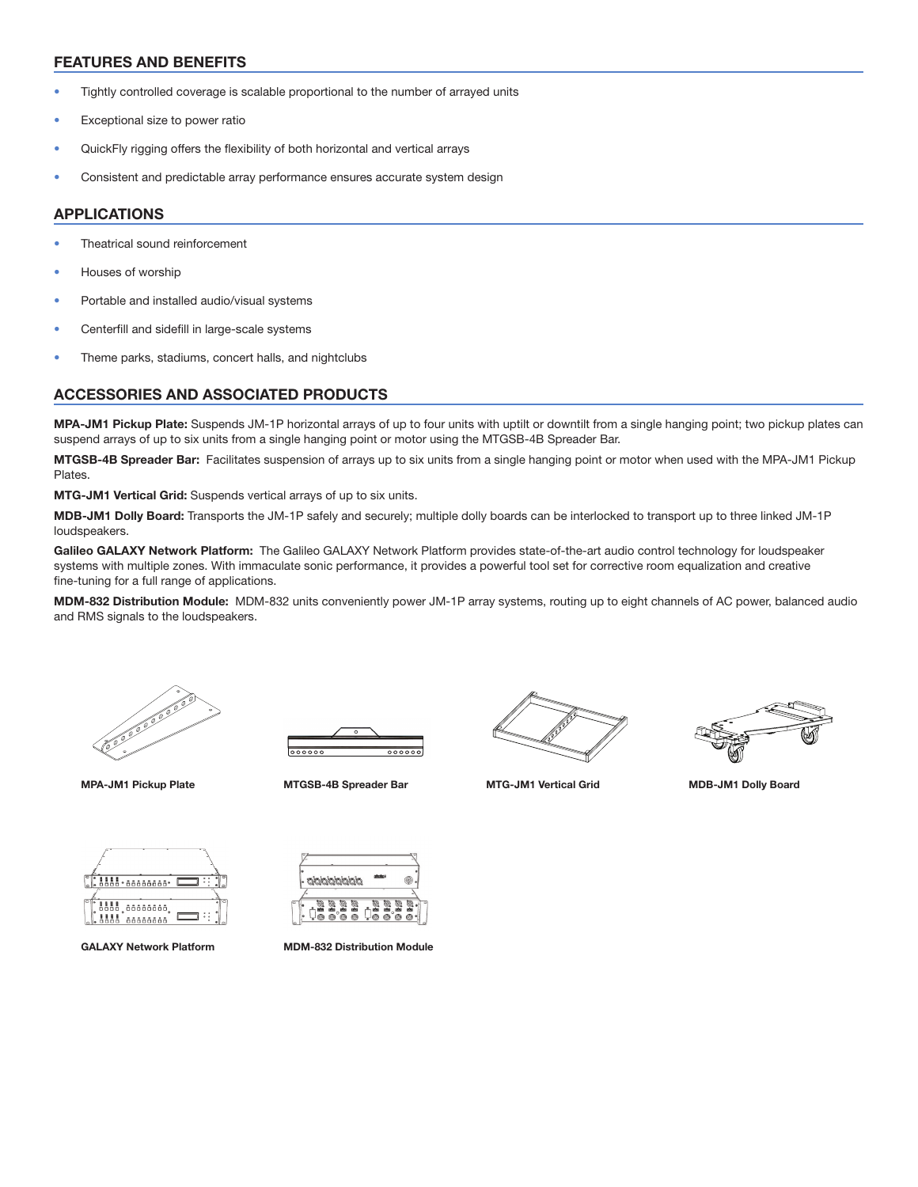## FEATURES AND BENEFITS

- Tightly controlled coverage is scalable proportional to the number of arrayed units
- Exceptional size to power ratio
- QuickFly rigging offers the flexibility of both horizontal and vertical arrays
- Consistent and predictable array performance ensures accurate system design

## APPLICATIONS

- Theatrical sound reinforcement
- Houses of worship
- Portable and installed audio/visual systems
- Centerfill and sidefill in large-scale systems
- Theme parks, stadiums, concert halls, and nightclubs

## ACCESSORIES AND ASSOCIATED PRODUCTS

**MPA-JM1 Pickup Plate:** Suspends JM-1P horizontal arrays of up to four units with uptilt or downtilt from a single hanging point; two pickup plates can suspend arrays of up to six units from a single hanging point or motor using the MTGSB-4B Spreader Bar.

**MTGSB-4B Spreader Bar:** Facilitates suspension of arrays up to six units from a single hanging point or motor when used with the MPA-JM1 Pickup Plates.

**MTG-JM1 Vertical Grid:** Suspends vertical arrays of up to six units.

**MDB-JM1 Dolly Board:** Transports the JM-1P safely and securely; multiple dolly boards can be interlocked to transport up to three linked JM-1P loudspeakers.

**Galileo GALAXY Network Platform:** The Galileo GALAXY Network Platform provides state-of-the-art audio control technology for loudspeaker systems with multiple zones. With immaculate sonic performance, it provides a powerful tool set for corrective room equalization and creative fine-tuning for a full range of applications.

**MDM-832 Distribution Module:** MDM-832 units conveniently power JM-1P array systems, routing up to eight channels of AC power, balanced audio and RMS signals to the loudspeakers.

**MPA-JM1 Pickup Plate**

**MTGSB-4B Spreader Bar**

**MTG-JM1 Vertical Grid**

**MDB-JM1 Dolly Board**

**GALAXY Network Platform**

**MDM-832 Distribution Module**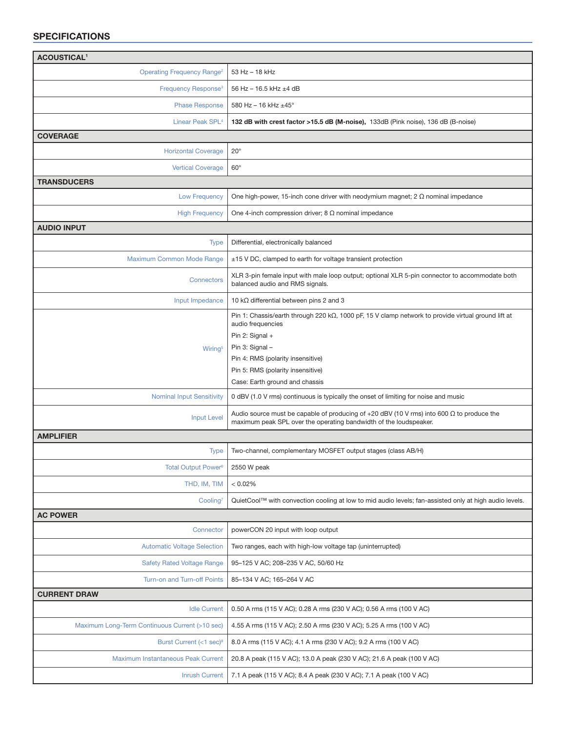## SPECIFICATIONS

| ACOUSTICAL[1] | |
|---|---|
| Operating Frequency Range[2] | 53 Hz – 18 kHz |
| Frequency Response[3] | 56 Hz – 16.5 kHz ±4 dB |
| Phase Response | 580 Hz – 16 kHz ±45° |
| Linear Peak SPL[4] | **132 dB with crest factor >15.5 dB (M-noise),** 133dB (Pink noise), 136 dB (B-noise) |
| **COVERAGE** | |
| Horizontal Coverage | 20° |
| Vertical Coverage | 60° |
| **TRANSDUCERS** | |
| Low Frequency | One high-power, 15-inch cone driver with neodymium magnet; 2 Ω nominal impedance |
| High Frequency | One 4-inch compression driver; 8 Ω nominal impedance |
| **AUDIO INPUT** | |
| Type | Differential, electronically balanced |
| Maximum Common Mode Range | ±15 V DC, clamped to earth for voltage transient protection |
| Connectors | XLR 3-pin female input with male loop output; optional XLR 5-pin connector to accommodate both balanced audio and RMS signals. |
| Input Impedance | 10 kΩ differential between pins 2 and 3 |
| Wiring[5] | Pin 1: Chassis/earth through 220 kΩ, 1000 pF, 15 V clamp network to provide virtual ground lift at audio frequencies<br>Pin 2: Signal +<br>Pin 3: Signal –<br>Pin 4: RMS (polarity insensitive)<br>Pin 5: RMS (polarity insensitive)<br>Case: Earth ground and chassis |
| Nominal Input Sensitivity | 0 dBV (1.0 V rms) continuous is typically the onset of limiting for noise and music |
| Input Level | Audio source must be capable of producing of +20 dBV (10 V rms) into 600 Ω to produce the maximum peak SPL over the operating bandwidth of the loudspeaker. |
| **AMPLIFIER** | |
| Type | Two-channel, complementary MOSFET output stages (class AB/H) |
| Total Output Power[6] | 2550 W peak |
| THD, IM, TIM | < 0.02% |
| Cooling[7] | QuietCool™ with convection cooling at low to mid audio levels; fan-assisted only at high audio levels. |
| **AC POWER** | |
| Connector | powerCON 20 input with loop output |
| Automatic Voltage Selection | Two ranges, each with high-low voltage tap (uninterrupted) |
| Safety Rated Voltage Range | 95–125 V AC; 208–235 V AC, 50/60 Hz |
| Turn-on and Turn-off Points | 85–134 V AC; 165–264 V AC |
| **CURRENT DRAW** | |
| Idle Current | 0.50 A rms (115 V AC); 0.28 A rms (230 V AC); 0.56 A rms (100 V AC) |
| Maximum Long-Term Continuous Current (>10 sec) | 4.55 A rms (115 V AC); 2.50 A rms (230 V AC); 5.25 A rms (100 V AC) |
| Burst Current (<1 sec)[8] | 8.0 A rms (115 V AC); 4.1 A rms (230 V AC); 9.2 A rms (100 V AC) |
| Maximum Instantaneous Peak Current | 20.8 A peak (115 V AC); 13.0 A peak (230 V AC); 21.6 A peak (100 V AC) |
| Inrush Current | 7.1 A peak (115 V AC); 8.4 A peak (230 V AC); 7.1 A peak (100 V AC) |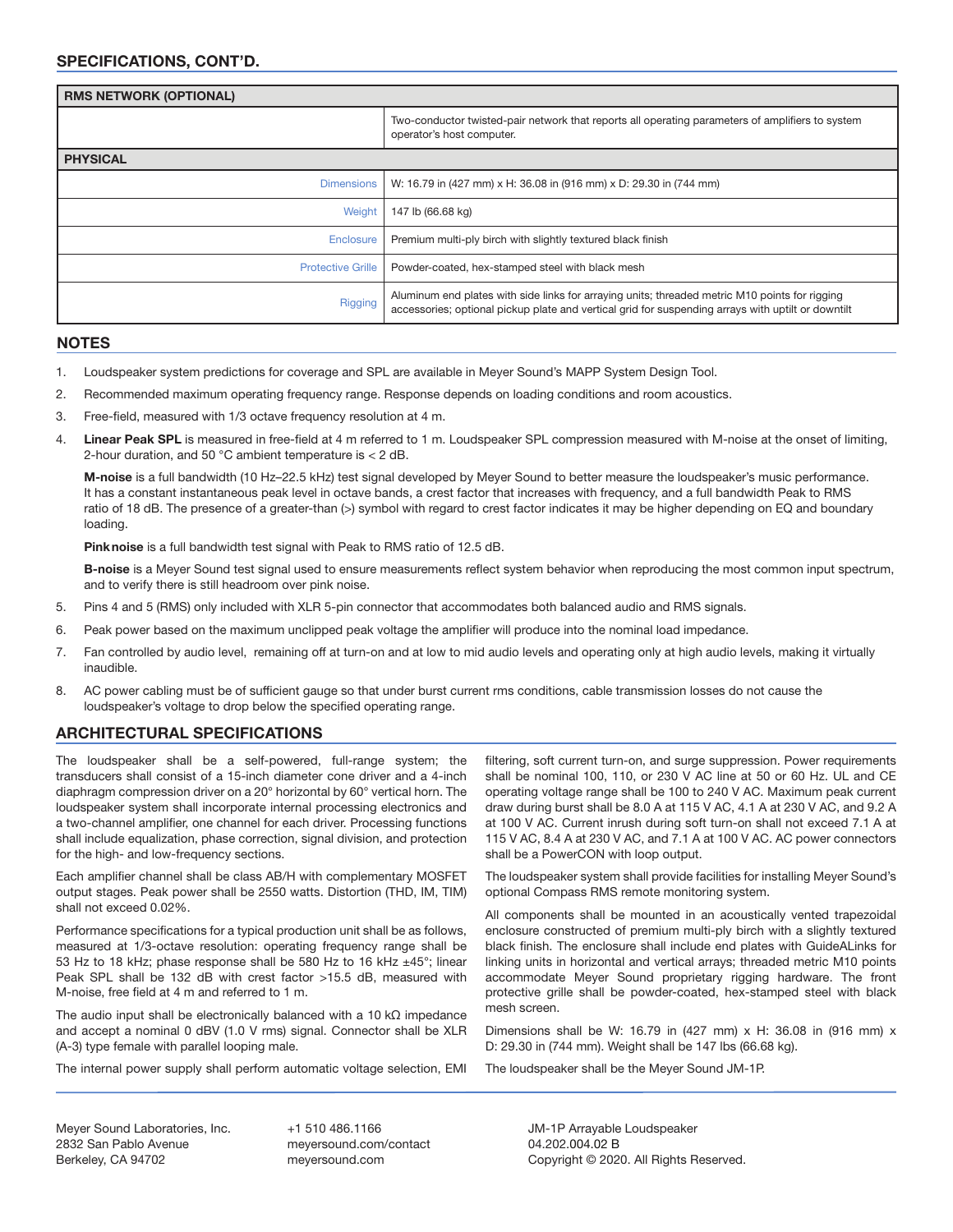## SPECIFICATIONS, CONT'D.

| RMS NETWORK (OPTIONAL) | |
|---|---|
| | Two-conductor twisted-pair network that reports all operating parameters of amplifiers to system operator's host computer. |
| **PHYSICAL** | |
| Dimensions | W: 16.79 in (427 mm) x H: 36.08 in (916 mm) x D: 29.30 in (744 mm) |
| Weight | 147 lb (66.68 kg) |
| Enclosure | Premium multi-ply birch with slightly textured black finish |
| Protective Grille | Powder-coated, hex-stamped steel with black mesh |
| Rigging | Aluminum end plates with side links for arraying units; threaded metric M10 points for rigging accessories; optional pickup plate and vertical grid for suspending arrays with uptilt or downtilt |

## NOTES

1. Loudspeaker system predictions for coverage and SPL are available in Meyer Sound's MAPP System Design Tool.
2. Recommended maximum operating frequency range. Response depends on loading conditions and room acoustics.
3. Free-field, measured with 1/3 octave frequency resolution at 4 m.
4. **Linear Peak SPL** is measured in free-field at 4 m referred to 1 m. Loudspeaker SPL compression measured with M-noise at the onset of limiting, 2-hour duration, and 50 °C ambient temperature is < 2 dB.

   **M-noise** is a full bandwidth (10 Hz–22.5 kHz) test signal developed by Meyer Sound to better measure the loudspeaker's music performance. It has a constant instantaneous peak level in octave bands, a crest factor that increases with frequency, and a full bandwidth Peak to RMS ratio of 18 dB. The presence of a greater-than (>) symbol with regard to crest factor indicates it may be higher depending on EQ and boundary loading.

   **Pink noise** is a full bandwidth test signal with Peak to RMS ratio of 12.5 dB.

   **B-noise** is a Meyer Sound test signal used to ensure measurements reflect system behavior when reproducing the most common input spectrum, and to verify there is still headroom over pink noise.
5. Pins 4 and 5 (RMS) only included with XLR 5-pin connector that accommodates both balanced audio and RMS signals.
6. Peak power based on the maximum unclipped peak voltage the amplifier will produce into the nominal load impedance.
7. Fan controlled by audio level, remaining off at turn-on and at low to mid audio levels and operating only at high audio levels, making it virtually inaudible.
8. AC power cabling must be of sufficient gauge so that under burst current rms conditions, cable transmission losses do not cause the loudspeaker's voltage to drop below the specified operating range.

## ARCHITECTURAL SPECIFICATIONS

The loudspeaker shall be a self-powered, full-range system; the transducers shall consist of a 15-inch diameter cone driver and a 4-inch diaphragm compression driver on a 20° horizontal by 60° vertical horn. The loudspeaker system shall incorporate internal processing electronics and a two-channel amplifier, one channel for each driver. Processing functions shall include equalization, phase correction, signal division, and protection for the high- and low-frequency sections.

Each amplifier channel shall be class AB/H with complementary MOSFET output stages. Peak power shall be 2550 watts. Distortion (THD, IM, TIM) shall not exceed 0.02%.

Performance specifications for a typical production unit shall be as follows, measured at 1/3-octave resolution: operating frequency range shall be 53 Hz to 18 kHz; phase response shall be 580 Hz to 16 kHz ±45°; linear Peak SPL shall be 132 dB with crest factor >15.5 dB, measured with M-noise, free field at 4 m and referred to 1 m.

The audio input shall be electronically balanced with a 10 kΩ impedance and accept a nominal 0 dBV (1.0 V rms) signal. Connector shall be XLR (A-3) type female with parallel looping male.

The internal power supply shall perform automatic voltage selection, EMI filtering, soft current turn-on, and surge suppression. Power requirements shall be nominal 100, 110, or 230 V AC line at 50 or 60 Hz. UL and CE operating voltage range shall be 100 to 240 V AC. Maximum peak current draw during burst shall be 8.0 A at 115 V AC, 4.1 A at 230 V AC, and 9.2 A at 100 V AC. Current inrush during soft turn-on shall not exceed 7.1 A at 115 V AC, 8.4 A at 230 V AC, and 7.1 A at 100 V AC. AC power connectors shall be a PowerCON with loop output.

The loudspeaker system shall provide facilities for installing Meyer Sound's optional Compass RMS remote monitoring system.

All components shall be mounted in an acoustically vented trapezoidal enclosure constructed of premium multi-ply birch with a slightly textured black finish. The enclosure shall include end plates with GuideALinks for linking units in horizontal and vertical arrays; threaded metric M10 points accommodate Meyer Sound proprietary rigging hardware. The front protective grille shall be powder-coated, hex-stamped steel with black mesh screen.

Dimensions shall be W: 16.79 in (427 mm) x H: 36.08 in (916 mm) x D: 29.30 in (744 mm). Weight shall be 147 lbs (66.68 kg).

The loudspeaker shall be the Meyer Sound JM-1P.

Meyer Sound Laboratories, Inc.
2832 San Pablo Avenue
Berkeley, CA 94702

+1 510 486.1166
meyersound.com/contact
meyersound.com

JM-1P Arrayable Loudspeaker
04.202.004.02 B
Copyright © 2020. All Rights Reserved.